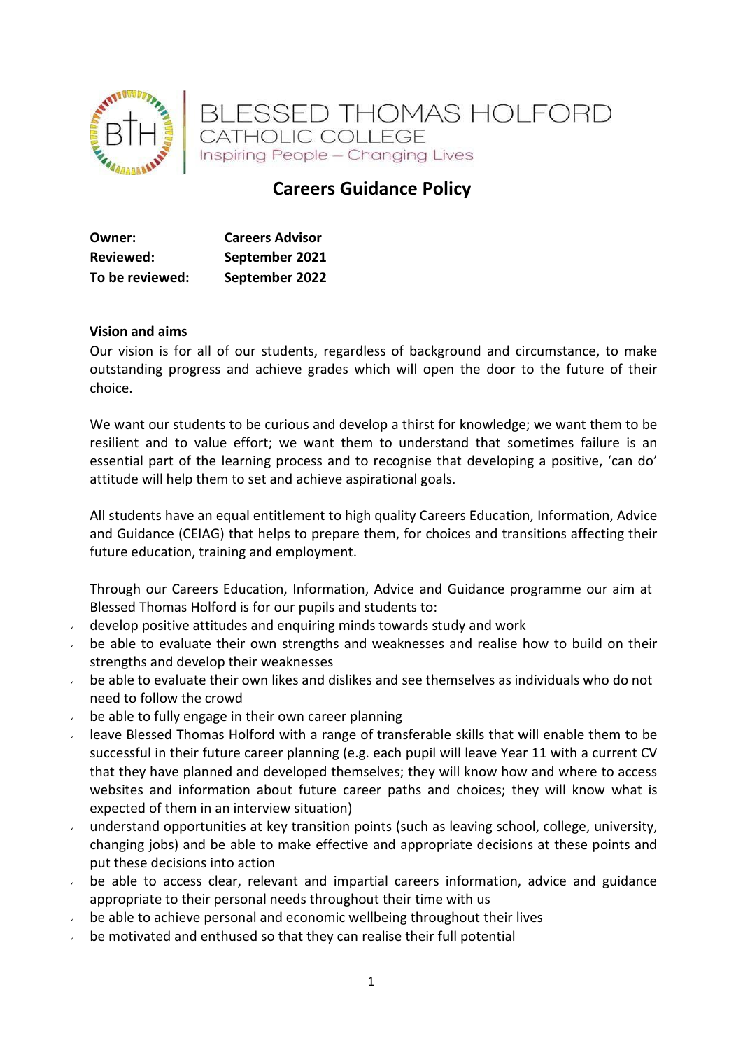BLESSED THOMAS HOLFORD CATHOLIC COLLEGE

Inspiring People – Changing Lives

# Careers Guidance Policy

| | |
|---|---|
| **Owner:** | **Careers Advisor** |
| **Reviewed:** | **September 2021** |
| **To be reviewed:** | **September 2022** |

**Vision and aims**

Our vision is for all of our students, regardless of background and circumstance, to make outstanding progress and achieve grades which will open the door to the future of their choice.

We want our students to be curious and develop a thirst for knowledge; we want them to be resilient and to value effort; we want them to understand that sometimes failure is an essential part of the learning process and to recognise that developing a positive, 'can do' attitude will help them to set and achieve aspirational goals.

All students have an equal entitlement to high quality Careers Education, Information, Advice and Guidance (CEIAG) that helps to prepare them, for choices and transitions affecting their future education, training and employment.

Through our Careers Education, Information, Advice and Guidance programme our aim at Blessed Thomas Holford is for our pupils and students to:

- develop positive attitudes and enquiring minds towards study and work
- be able to evaluate their own strengths and weaknesses and realise how to build on their strengths and develop their weaknesses
- be able to evaluate their own likes and dislikes and see themselves as individuals who do not need to follow the crowd
- be able to fully engage in their own career planning
- leave Blessed Thomas Holford with a range of transferable skills that will enable them to be successful in their future career planning (e.g. each pupil will leave Year 11 with a current CV that they have planned and developed themselves; they will know how and where to access websites and information about future career paths and choices; they will know what is expected of them in an interview situation)
- understand opportunities at key transition points (such as leaving school, college, university, changing jobs) and be able to make effective and appropriate decisions at these points and put these decisions into action
- be able to access clear, relevant and impartial careers information, advice and guidance appropriate to their personal needs throughout their time with us
- be able to achieve personal and economic wellbeing throughout their lives
- be motivated and enthused so that they can realise their full potential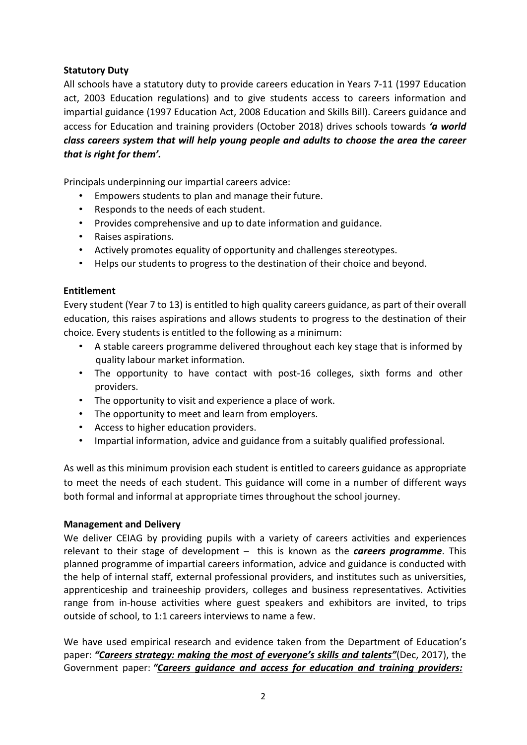**Statutory Duty**

All schools have a statutory duty to provide careers education in Years 7-11 (1997 Education act, 2003 Education regulations) and to give students access to careers information and impartial guidance (1997 Education Act, 2008 Education and Skills Bill). Careers guidance and access for Education and training providers (October 2018) drives schools towards ***'a world class careers system that will help young people and adults to choose the area the career that is right for them'.***

Principals underpinning our impartial careers advice:

- Empowers students to plan and manage their future.
- Responds to the needs of each student.
- Provides comprehensive and up to date information and guidance.
- Raises aspirations.
- Actively promotes equality of opportunity and challenges stereotypes.
- Helps our students to progress to the destination of their choice and beyond.

**Entitlement**

Every student (Year 7 to 13) is entitled to high quality careers guidance, as part of their overall education, this raises aspirations and allows students to progress to the destination of their choice. Every students is entitled to the following as a minimum:

- A stable careers programme delivered throughout each key stage that is informed by quality labour market information.
- The opportunity to have contact with post-16 colleges, sixth forms and other providers.
- The opportunity to visit and experience a place of work.
- The opportunity to meet and learn from employers.
- Access to higher education providers.
- Impartial information, advice and guidance from a suitably qualified professional.

As well as this minimum provision each student is entitled to careers guidance as appropriate to meet the needs of each student. This guidance will come in a number of different ways both formal and informal at appropriate times throughout the school journey.

**Management and Delivery**

We deliver CEIAG by providing pupils with a variety of careers activities and experiences relevant to their stage of development – this is known as the ***careers programme***. This planned programme of impartial careers information, advice and guidance is conducted with the help of internal staff, external professional providers, and institutes such as universities, apprenticeship and traineeship providers, colleges and business representatives. Activities range from in-house activities where guest speakers and exhibitors are invited, to trips outside of school, to 1:1 careers interviews to name a few.

We have used empirical research and evidence taken from the Department of Education's paper: ***"Careers strategy: making the most of everyone's skills and talents"***(Dec, 2017), the Government paper: ***"Careers guidance and access for education and training providers:***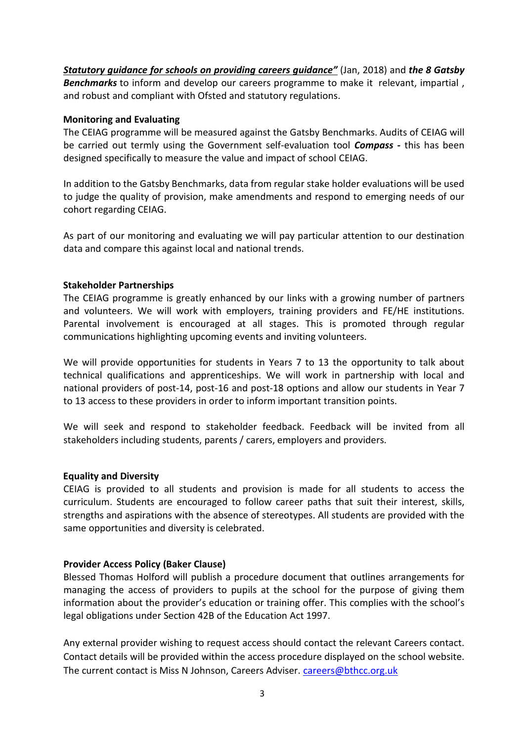***Statutory guidance for schools on providing careers guidance"*** (Jan, 2018) and ***the 8 Gatsby Benchmarks*** to inform and develop our careers programme to make it relevant, impartial , and robust and compliant with Ofsted and statutory regulations.

**Monitoring and Evaluating**

The CEIAG programme will be measured against the Gatsby Benchmarks. Audits of CEIAG will be carried out termly using the Government self-evaluation tool ***Compass -*** this has been designed specifically to measure the value and impact of school CEIAG.

In addition to the Gatsby Benchmarks, data from regular stake holder evaluations will be used to judge the quality of provision, make amendments and respond to emerging needs of our cohort regarding CEIAG.

As part of our monitoring and evaluating we will pay particular attention to our destination data and compare this against local and national trends.

**Stakeholder Partnerships**

The CEIAG programme is greatly enhanced by our links with a growing number of partners and volunteers. We will work with employers, training providers and FE/HE institutions. Parental involvement is encouraged at all stages. This is promoted through regular communications highlighting upcoming events and inviting volunteers.

We will provide opportunities for students in Years 7 to 13 the opportunity to talk about technical qualifications and apprenticeships. We will work in partnership with local and national providers of post-14, post-16 and post-18 options and allow our students in Year 7 to 13 access to these providers in order to inform important transition points.

We will seek and respond to stakeholder feedback. Feedback will be invited from all stakeholders including students, parents / carers, employers and providers.

**Equality and Diversity**

CEIAG is provided to all students and provision is made for all students to access the curriculum. Students are encouraged to follow career paths that suit their interest, skills, strengths and aspirations with the absence of stereotypes. All students are provided with the same opportunities and diversity is celebrated.

**Provider Access Policy (Baker Clause)**

Blessed Thomas Holford will publish a procedure document that outlines arrangements for managing the access of providers to pupils at the school for the purpose of giving them information about the provider's education or training offer. This complies with the school's legal obligations under Section 42B of the Education Act 1997.

Any external provider wishing to request access should contact the relevant Careers contact. Contact details will be provided within the access procedure displayed on the school website. The current contact is Miss N Johnson, Careers Adviser. careers@bthcc.org.uk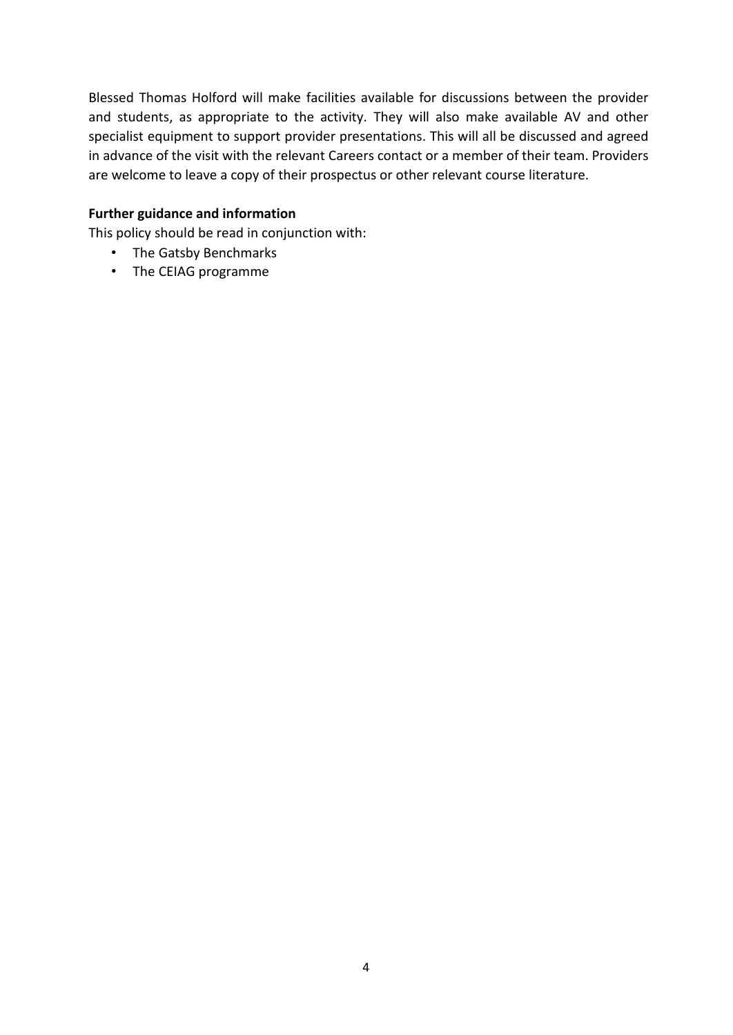Blessed Thomas Holford will make facilities available for discussions between the provider and students, as appropriate to the activity. They will also make available AV and other specialist equipment to support provider presentations. This will all be discussed and agreed in advance of the visit with the relevant Careers contact or a member of their team. Providers are welcome to leave a copy of their prospectus or other relevant course literature.

**Further guidance and information**

This policy should be read in conjunction with:

- The Gatsby Benchmarks
- The CEIAG programme